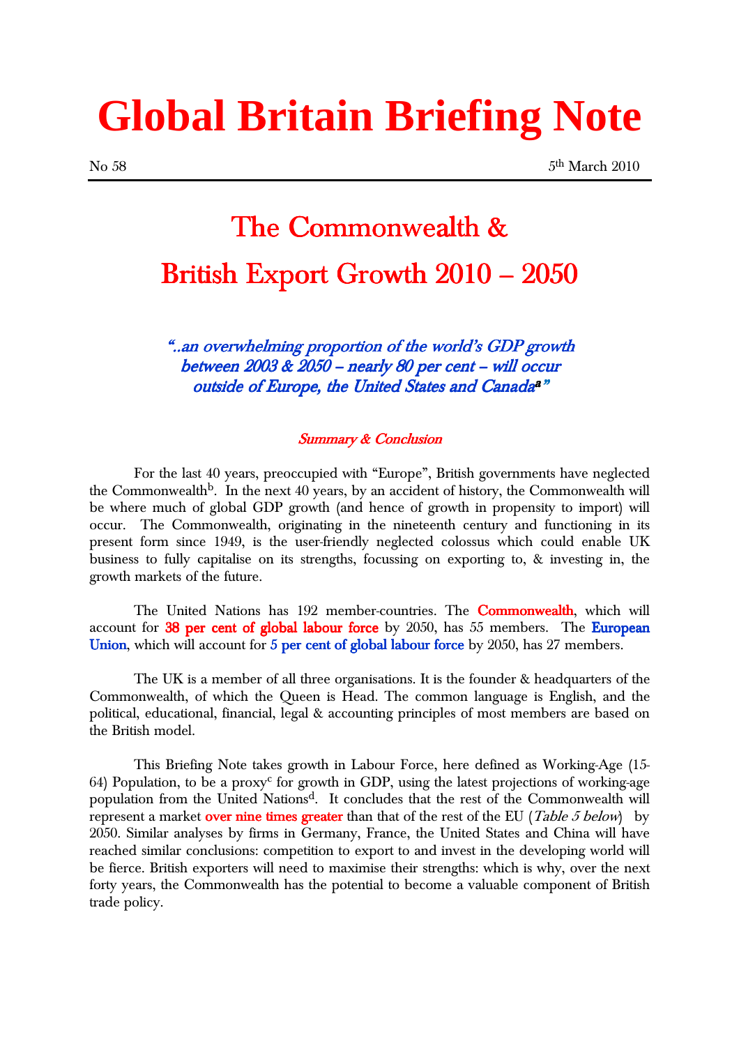# Global Britain Briefing Note

No 58 5th March 2010

## The Commonwealth & British Export Growth 2010 – 2050

*"..an overwhelming proportion of the world's GDP growth between 2003 & 2050 – nearly 80 per cent – will occur outside of Europe, the United States and Canada[a]"*

### *Summary & Conclusion*

For the last 40 years, preoccupied with "Europe", British governments have neglected the Commonwealth[b]. In the next 40 years, by an accident of history, the Commonwealth will be where much of global GDP growth (and hence of growth in propensity to import) will occur. The Commonwealth, originating in the nineteenth century and functioning in its present form since 1949, is the user-friendly neglected colossus which could enable UK business to fully capitalise on its strengths, focussing on exporting to, & investing in, the growth markets of the future.

The United Nations has 192 member-countries. The **Commonwealth**, which will account for **38 per cent of global labour force** by 2050, has 55 members. The **European Union**, which will account for **5 per cent of global labour force** by 2050, has 27 members.

The UK is a member of all three organisations. It is the founder & headquarters of the Commonwealth, of which the Queen is Head. The common language is English, and the political, educational, financial, legal & accounting principles of most members are based on the British model.

This Briefing Note takes growth in Labour Force, here defined as Working-Age (15-64) Population, to be a proxy[c] for growth in GDP, using the latest projections of working-age population from the United Nations[d]. It concludes that the rest of the Commonwealth will represent a market **over nine times greater** than that of the rest of the EU (*Table 5 below*) by 2050. Similar analyses by firms in Germany, France, the United States and China will have reached similar conclusions: competition to export to and invest in the developing world will be fierce. British exporters will need to maximise their strengths: which is why, over the next forty years, the Commonwealth has the potential to become a valuable component of British trade policy.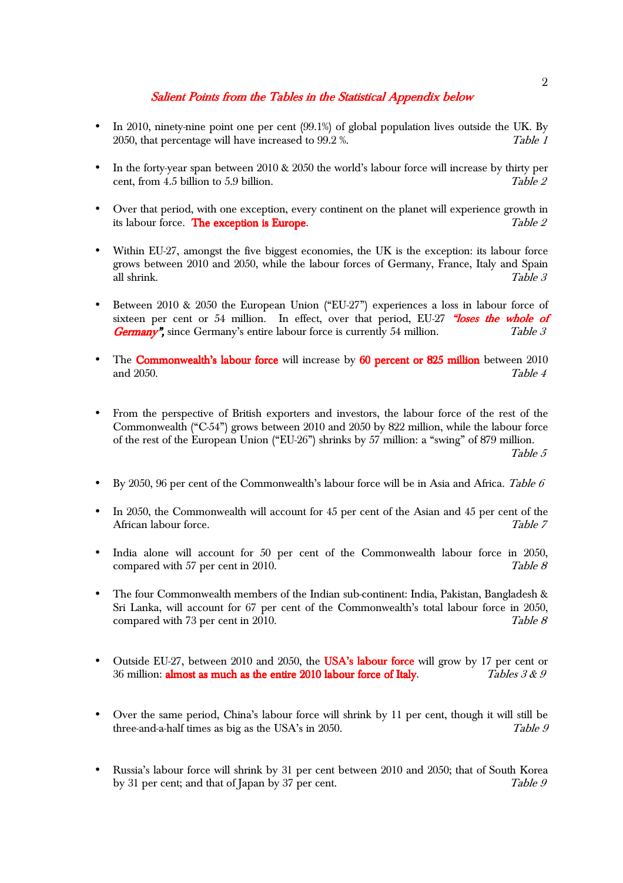## *Salient Points from the Tables in the Statistical Appendix below*

- In 2010, ninety-nine point one per cent (99.1%) of global population lives outside the UK. By 2050, that percentage will have increased to 99.2 %. *Table 1*

- In the forty-year span between 2010 & 2050 the world's labour force will increase by thirty per cent, from 4.5 billion to 5.9 billion. *Table 2*

- Over that period, with one exception, every continent on the planet will experience growth in its labour force. **The exception is Europe**. *Table 2*

- Within EU-27, amongst the five biggest economies, the UK is the exception: its labour force grows between 2010 and 2050, while the labour forces of Germany, France, Italy and Spain all shrink. *Table 3*

- Between 2010 & 2050 the European Union ("EU-27") experiences a loss in labour force of sixteen per cent or 54 million. In effect, over that period, EU-27 ***"loses the whole of Germany",*** since Germany's entire labour force is currently 54 million. *Table 3*

- The **Commonwealth's labour force** will increase by **60 percent or 825 million** between 2010 and 2050. *Table 4*

- From the perspective of British exporters and investors, the labour force of the rest of the Commonwealth ("C-54") grows between 2010 and 2050 by 822 million, while the labour force of the rest of the European Union ("EU-26") shrinks by 57 million: a "swing" of 879 million. *Table 5*

- By 2050, 96 per cent of the Commonwealth's labour force will be in Asia and Africa. *Table 6*

- In 2050, the Commonwealth will account for 45 per cent of the Asian and 45 per cent of the African labour force. *Table 7*

- India alone will account for 50 per cent of the Commonwealth labour force in 2050, compared with 57 per cent in 2010. *Table 8*

- The four Commonwealth members of the Indian sub-continent: India, Pakistan, Bangladesh & Sri Lanka, will account for 67 per cent of the Commonwealth's total labour force in 2050, compared with 73 per cent in 2010. *Table 8*

- Outside EU-27, between 2010 and 2050, the **USA's labour force** will grow by 17 per cent or 36 million: **almost as much as the entire 2010 labour force of Italy**. *Tables 3 & 9*

- Over the same period, China's labour force will shrink by 11 per cent, though it will still be three-and-a-half times as big as the USA's in 2050. *Table 9*

- Russia's labour force will shrink by 31 per cent between 2010 and 2050; that of South Korea by 31 per cent; and that of Japan by 37 per cent. *Table 9*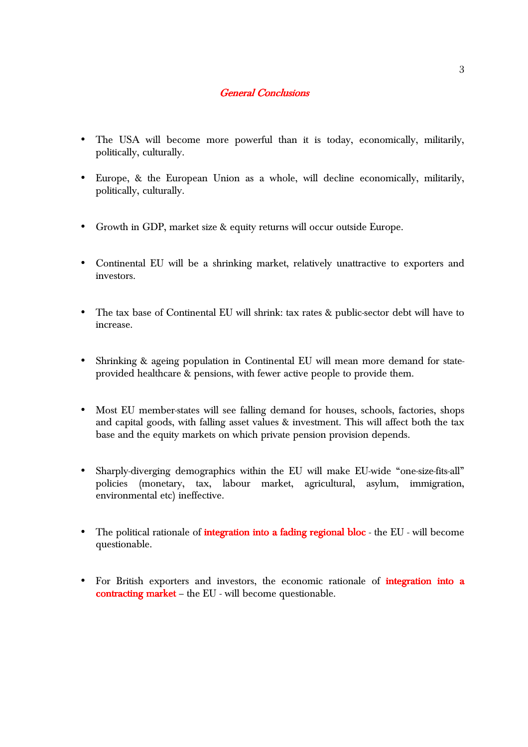## *General Conclusions*

- The USA will become more powerful than it is today, economically, militarily, politically, culturally.

- Europe, & the European Union as a whole, will decline economically, militarily, politically, culturally.

- Growth in GDP, market size & equity returns will occur outside Europe.

- Continental EU will be a shrinking market, relatively unattractive to exporters and investors.

- The tax base of Continental EU will shrink: tax rates & public-sector debt will have to increase.

- Shrinking & ageing population in Continental EU will mean more demand for state-provided healthcare & pensions, with fewer active people to provide them.

- Most EU member-states will see falling demand for houses, schools, factories, shops and capital goods, with falling asset values & investment. This will affect both the tax base and the equity markets on which private pension provision depends.

- Sharply-diverging demographics within the EU will make EU-wide "one-size-fits-all" policies (monetary, tax, labour market, agricultural, asylum, immigration, environmental etc) ineffective.

- The political rationale of **integration into a fading regional bloc** - the EU - will become questionable.

- For British exporters and investors, the economic rationale of **integration into a contracting market** – the EU - will become questionable.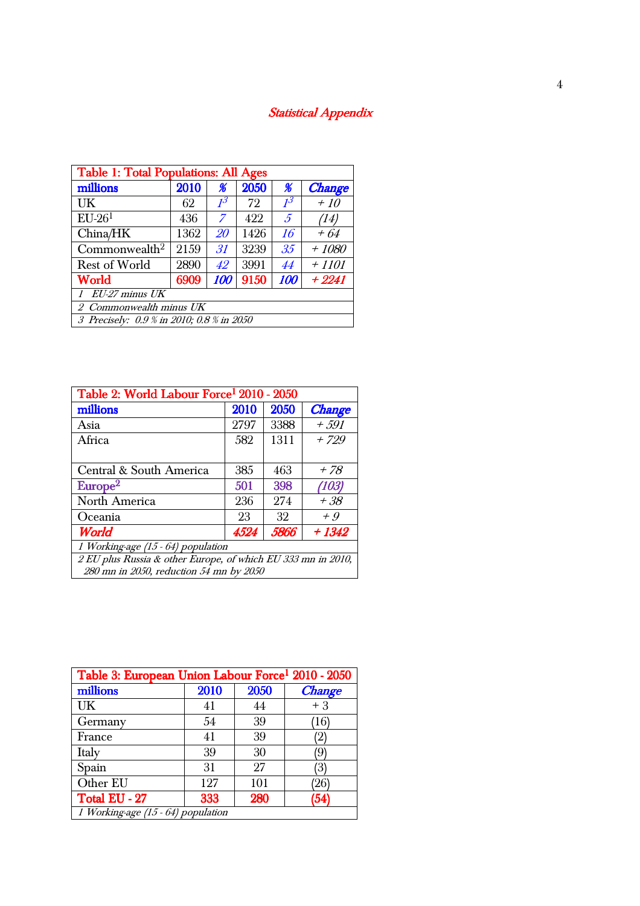## *Statistical Appendix*

| Table 1: Total Populations: All Ages | | | | | |
|---|---|---|---|---|---|
| **millions** | **2010** | ***%*** | **2050** | ***%*** | ***Change*** |
| UK | 62 | *1[3]* | 72 | *1[3]* | *+ 10* |
| EU-26[1] | 436 | *7* | 422 | *5* | *(14)* |
| China/HK | 1362 | *20* | 1426 | *16* | *+ 64* |
| Commonwealth[2] | 2159 | *31* | 3239 | *35* | *+ 1080* |
| Rest of World | 2890 | *42* | 3991 | *44* | *+ 1101* |
| **World** | **6909** | ***100*** | **9150** | ***100*** | ***+ 2241*** |
| *1 EU-27 minus UK* | | | | | |
| *2 Commonwealth minus UK* | | | | | |
| *3 Precisely: 0.9 % in 2010; 0.8 % in 2050* | | | | | |

| Table 2: World Labour Force[1] 2010 - 2050 | | | |
|---|---|---|---|
| **millions** | **2010** | **2050** | ***Change*** |
| Asia | 2797 | 3388 | *+ 591* |
| Africa | 582 | 1311 | *+ 729* |
| Central & South America | 385 | 463 | *+ 78* |
| Europe[2] | 501 | 398 | *(103)* |
| North America | 236 | 274 | *+ 38* |
| Oceania | 23 | 32 | *+ 9* |
| ***World*** | ***4524*** | ***5866*** | ***+ 1342*** |
| *1 Working-age (15 - 64) population* | | | |
| *2 EU plus Russia & other Europe, of which EU 333 mn in 2010, 280 mn in 2050, reduction 54 mn by 2050* | | | |

| Table 3: European Union Labour Force[1] 2010 - 2050 | | | |
|---|---|---|---|
| **millions** | **2010** | **2050** | ***Change*** |
| UK | 41 | 44 | + 3 |
| Germany | 54 | 39 | (16) |
| France | 41 | 39 | (2) |
| Italy | 39 | 30 | (9) |
| Spain | 31 | 27 | (3) |
| Other EU | 127 | 101 | (26) |
| **Total EU - 27** | **333** | **280** | **(54)** |
| *1 Working-age (15 - 64) population* | | | |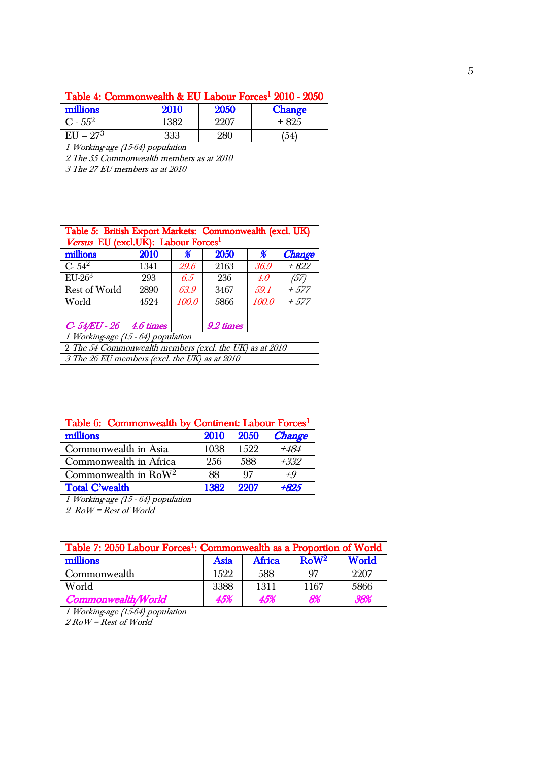| Table 4: Commonwealth & EU Labour Forces[1] 2010 - 2050 | | | |
|---|---|---|---|
| millions | 2010 | 2050 | Change |
| C - 55[2] | 1382 | 2207 | + 825 |
| EU – 27[3] | 333 | 280 | (54) |
| *1 Working-age (15-64) population* | | | |
| *2 The 55 Commonwealth members as at 2010* | | | |
| *3 The 27 EU members as at 2010* | | | |

| Table 5: British Export Markets: Commonwealth (excl. UK) *Versus* EU (excl.UK): Labour Forces[1] | | | | | |
|---|---|---|---|---|---|
| millions | 2010 | % | 2050 | % | *Change* |
| C- 54[2] | 1341 | *29.6* | 2163 | *36.9* | *+ 822* |
| EU-26[3] | 293 | *6.5* | 236 | *4.0* | *(57)* |
| Rest of World | 2890 | *63.9* | 3467 | *59.1* | *+ 577* |
| World | 4524 | *100.0* | 5866 | *100.0* | *+ 577* |
| | | | | | |
| *C- 54/EU - 26* | *4.6 times* | | *9.2 times* | | |
| *1 Working-age (15 - 64) population* | | | | | |
| *2 The 54 Commonwealth members (excl. the UK) as at 2010* | | | | | |
| *3 The 26 EU members (excl. the UK) as at 2010* | | | | | |

| Table 6: Commonwealth by Continent: Labour Forces[1] | | | |
|---|---|---|---|
| millions | 2010 | 2050 | *Change* |
| Commonwealth in Asia | 1038 | 1522 | *+484* |
| Commonwealth in Africa | 256 | 588 | *+332* |
| Commonwealth in RoW[2] | 88 | 97 | *+9* |
| **Total C'wealth** | **1382** | **2207** | ***+825*** |
| *1 Working-age (15 - 64) population* | | | |
| *2 RoW = Rest of World* | | | |

| Table 7: 2050 Labour Forces[1]: Commonwealth as a Proportion of World | | | | |
|---|---|---|---|---|
| millions | Asia | Africa | RoW[2] | World |
| Commonwealth | 1522 | 588 | 97 | 2207 |
| World | 3388 | 1311 | 1167 | 5866 |
| *Commonwealth/World* | *45%* | *45%* | *8%* | *38%* |
| *1 Working-age (15-64) population* | | | | |
| *2 RoW = Rest of World* | | | | |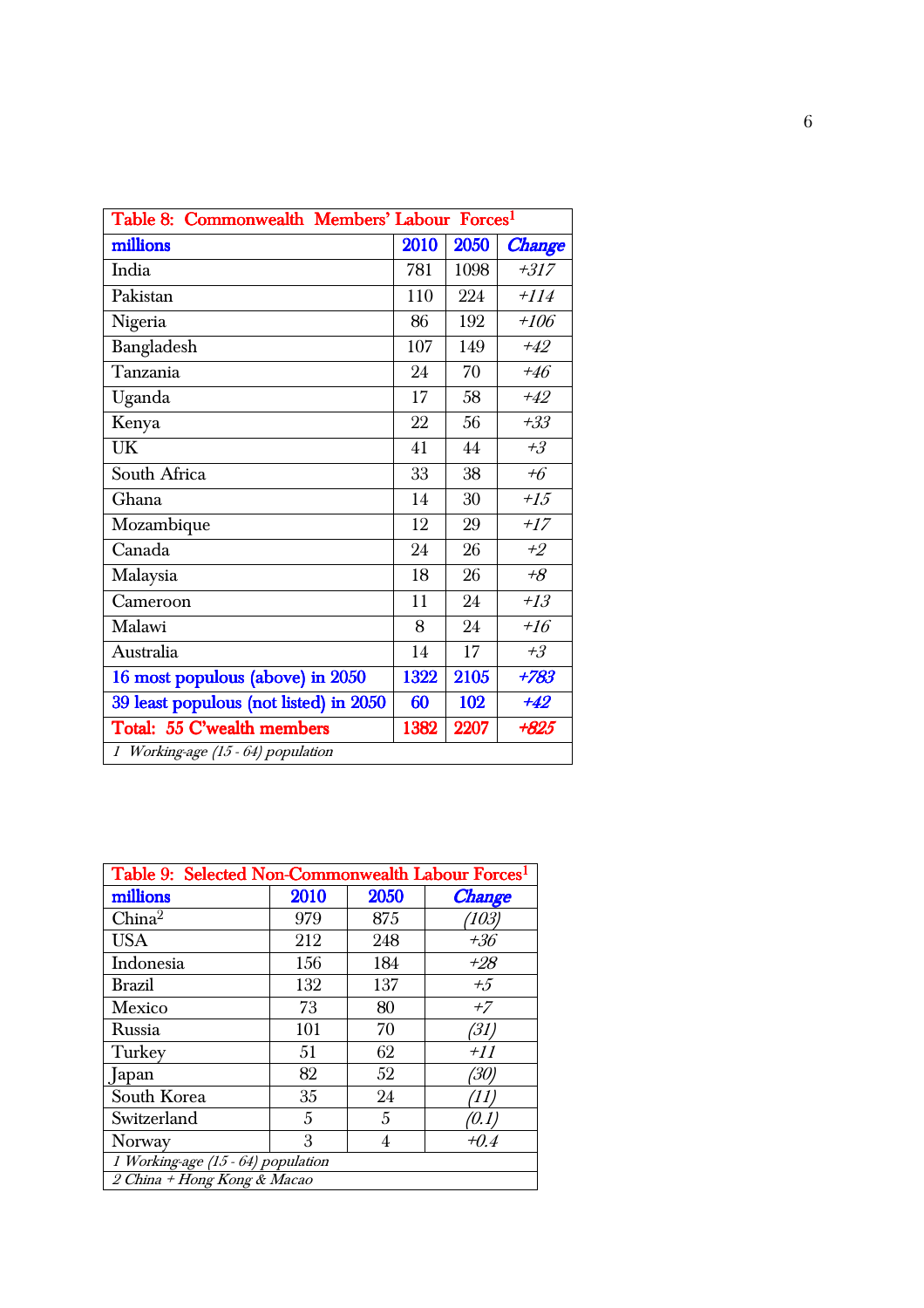| Table 8: Commonwealth Members' Labour Forces[1] | | | |
|---|---|---|---|
| **millions** | **2010** | **2050** | ***Change*** |
| India | 781 | 1098 | *+317* |
| Pakistan | 110 | 224 | *+114* |
| Nigeria | 86 | 192 | *+106* |
| Bangladesh | 107 | 149 | *+42* |
| Tanzania | 24 | 70 | *+46* |
| Uganda | 17 | 58 | *+42* |
| Kenya | 22 | 56 | *+33* |
| UK | 41 | 44 | *+3* |
| South Africa | 33 | 38 | *+6* |
| Ghana | 14 | 30 | *+15* |
| Mozambique | 12 | 29 | *+17* |
| Canada | 24 | 26 | *+2* |
| Malaysia | 18 | 26 | *+8* |
| Cameroon | 11 | 24 | *+13* |
| Malawi | 8 | 24 | *+16* |
| Australia | 14 | 17 | *+3* |
| 16 most populous (above) in 2050 | 1322 | 2105 | *+783* |
| 39 least populous (not listed) in 2050 | 60 | 102 | *+42* |
| **Total: 55 C'wealth members** | **1382** | **2207** | ***+825*** |
| *1 Working-age (15 - 64) population* | | | |

| Table 9: Selected Non-Commonwealth Labour Forces[1] | | | |
|---|---|---|---|
| **millions** | **2010** | **2050** | ***Change*** |
| China[2] | 979 | 875 | *(103)* |
| USA | 212 | 248 | *+36* |
| Indonesia | 156 | 184 | *+28* |
| Brazil | 132 | 137 | *+5* |
| Mexico | 73 | 80 | *+7* |
| Russia | 101 | 70 | *(31)* |
| Turkey | 51 | 62 | *+11* |
| Japan | 82 | 52 | *(30)* |
| South Korea | 35 | 24 | *(11)* |
| Switzerland | 5 | 5 | *(0.1)* |
| Norway | 3 | 4 | *+0.4* |
| *1 Working-age (15 - 64) population* | | | |
| *2 China + Hong Kong & Macao* | | | |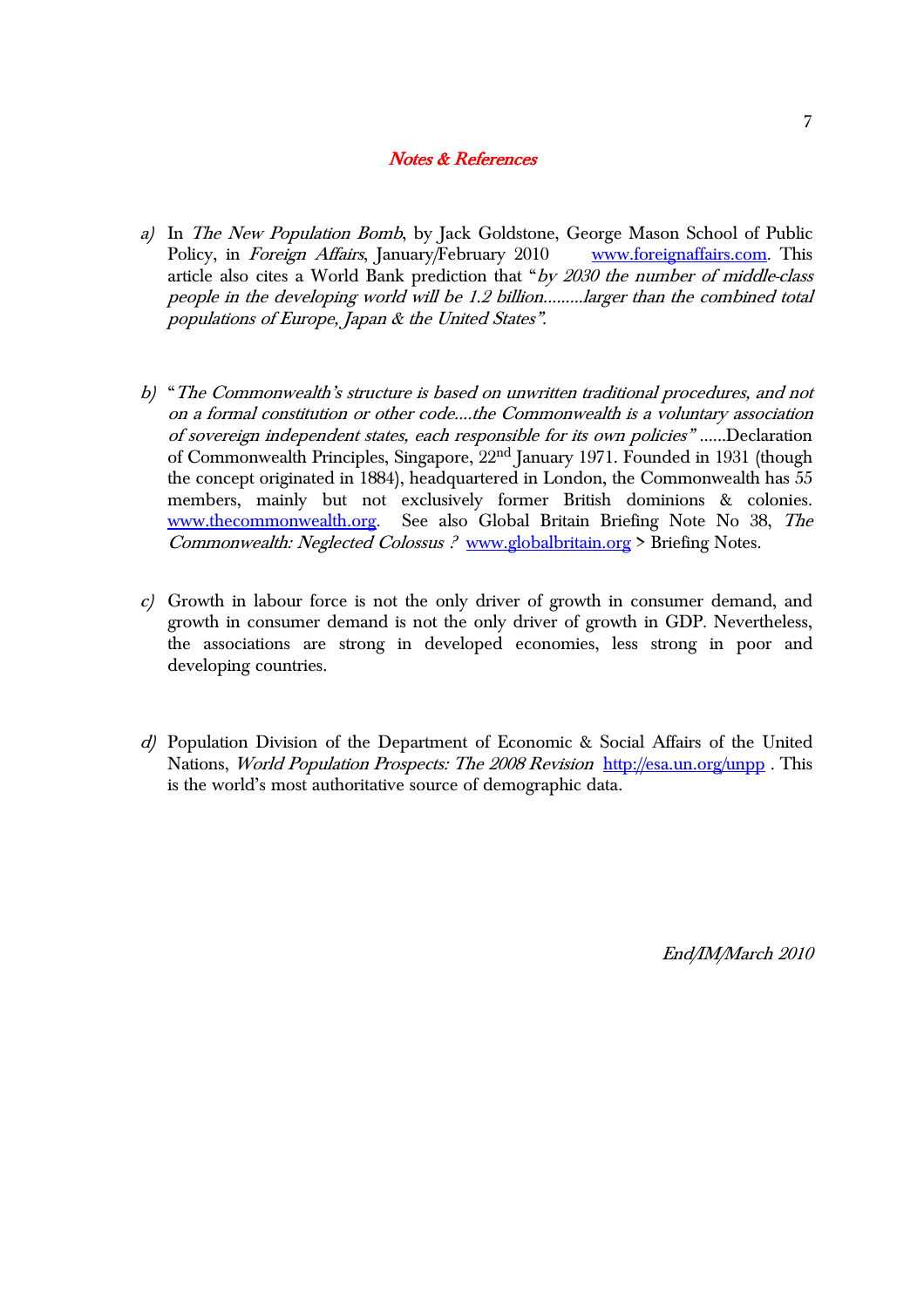## *Notes & References*

a) In *The New Population Bomb*, by Jack Goldstone, George Mason School of Public Policy, in *Foreign Affairs*, January/February 2010 www.foreignaffairs.com. This article also cites a World Bank prediction that "*by 2030 the number of middle-class people in the developing world will be 1.2 billion.........larger than the combined total populations of Europe, Japan & the United States*".

b) "*The Commonwealth's structure is based on unwritten traditional procedures, and not on a formal constitution or other code....the Commonwealth is a voluntary association of sovereign independent states, each responsible for its own policies*" ......Declaration of Commonwealth Principles, Singapore, 22nd January 1971. Founded in 1931 (though the concept originated in 1884), headquartered in London, the Commonwealth has 55 members, mainly but not exclusively former British dominions & colonies. www.thecommonwealth.org. See also Global Britain Briefing Note No 38, *The Commonwealth: Neglected Colossus ?* www.globalbritain.org > Briefing Notes.

c) Growth in labour force is not the only driver of growth in consumer demand, and growth in consumer demand is not the only driver of growth in GDP. Nevertheless, the associations are strong in developed economies, less strong in poor and developing countries.

d) Population Division of the Department of Economic & Social Affairs of the United Nations, *World Population Prospects: The 2008 Revision* http://esa.un.org/unpp . This is the world's most authoritative source of demographic data.

*End/IM/March 2010*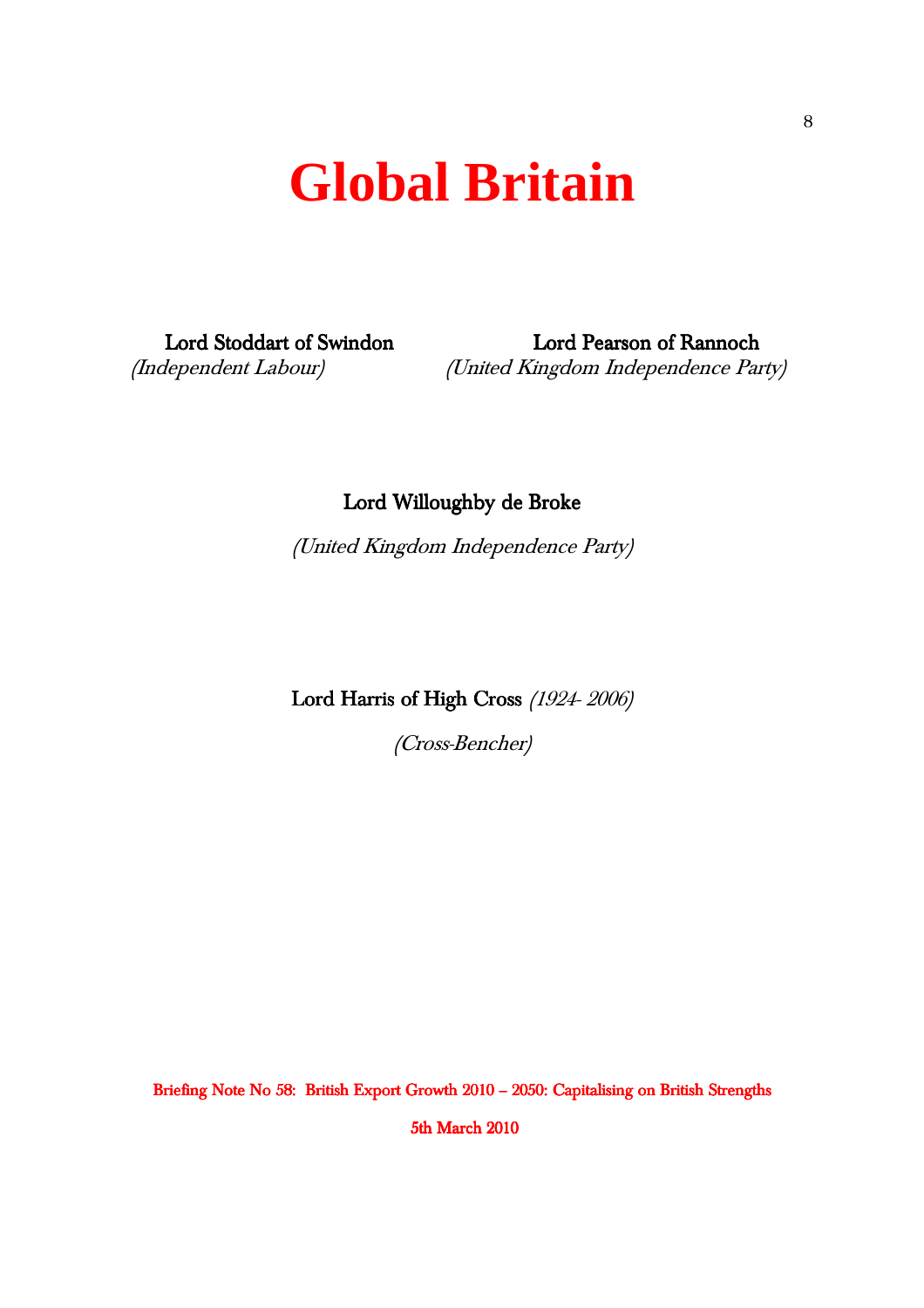# Global Britain

**Lord Stoddart of Swindon**
*(Independent Labour)*

**Lord Pearson of Rannoch**
*(United Kingdom Independence Party)*

**Lord Willoughby de Broke**

*(United Kingdom Independence Party)*

**Lord Harris of High Cross** *(1924- 2006)*

*(Cross-Bencher)*

**Briefing Note No 58: British Export Growth 2010 – 2050: Capitalising on British Strengths**

**5th March 2010**